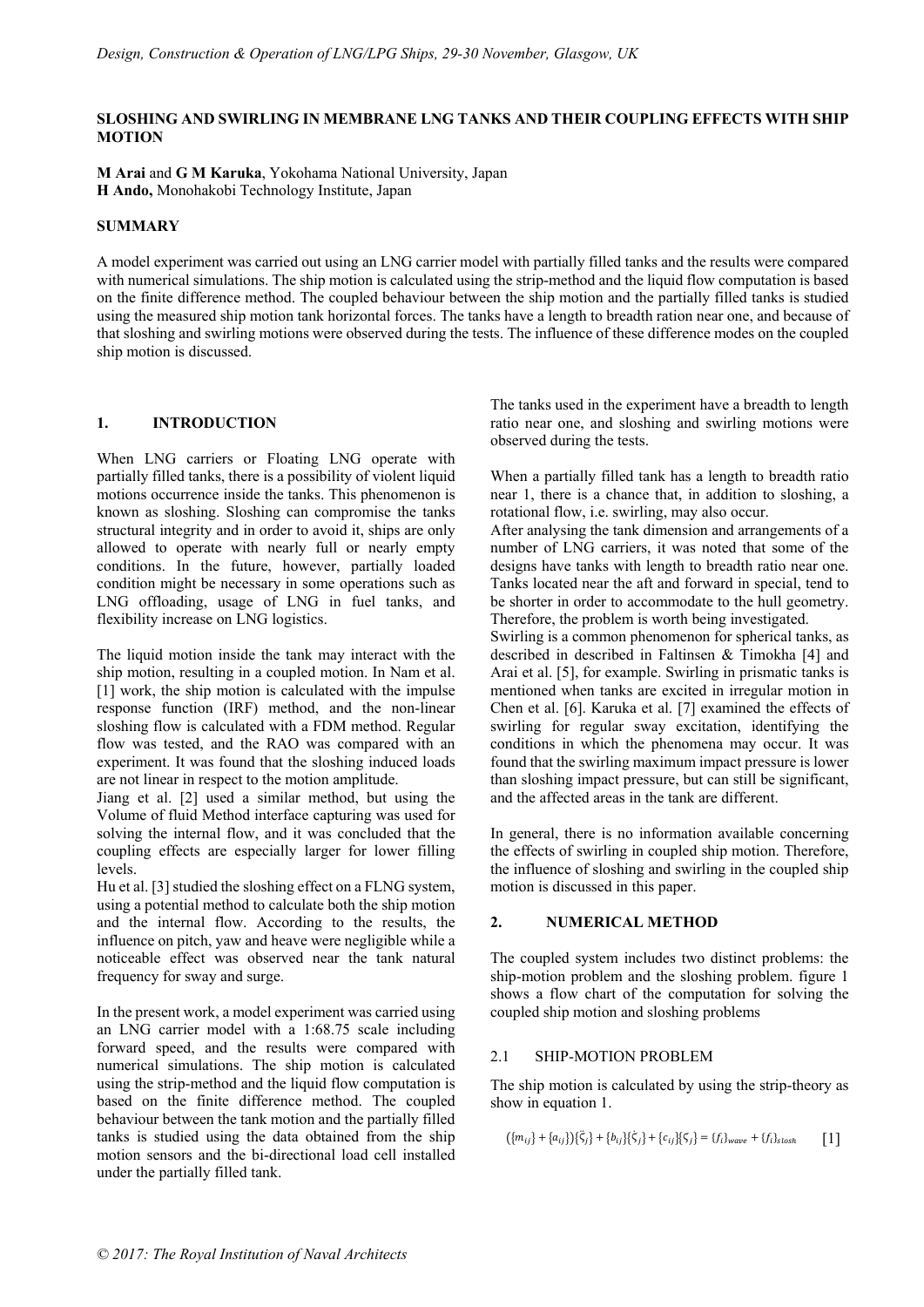# SLOSHING AND SWIRLING IN MEMBRANE LNG TANKS AND THEIR COUPLING EFFECTS WITH SHIP MOTION

**M Arai** and **G M Karuka**, Yokohama National University, Japan
**H Ando,** Monohakobi Technology Institute, Japan

## SUMMARY

A model experiment was carried out using an LNG carrier model with partially filled tanks and the results were compared with numerical simulations. The ship motion is calculated using the strip-method and the liquid flow computation is based on the finite difference method. The coupled behaviour between the ship motion and the partially filled tanks is studied using the measured ship motion tank horizontal forces. The tanks have a length to breadth ration near one, and because of that sloshing and swirling motions were observed during the tests. The influence of these difference modes on the coupled ship motion is discussed.

## 1. INTRODUCTION

When LNG carriers or Floating LNG operate with partially filled tanks, there is a possibility of violent liquid motions occurrence inside the tanks. This phenomenon is known as sloshing. Sloshing can compromise the tanks structural integrity and in order to avoid it, ships are only allowed to operate with nearly full or nearly empty conditions. In the future, however, partially loaded condition might be necessary in some operations such as LNG offloading, usage of LNG in fuel tanks, and flexibility increase on LNG logistics.

The liquid motion inside the tank may interact with the ship motion, resulting in a coupled motion. In Nam et al. [1] work, the ship motion is calculated with the impulse response function (IRF) method, and the non-linear sloshing flow is calculated with a FDM method. Regular flow was tested, and the RAO was compared with an experiment. It was found that the sloshing induced loads are not linear in respect to the motion amplitude.
Jiang et al. [2] used a similar method, but using the Volume of fluid Method interface capturing was used for solving the internal flow, and it was concluded that the coupling effects are especially larger for lower filling levels.
Hu et al. [3] studied the sloshing effect on a FLNG system, using a potential method to calculate both the ship motion and the internal flow. According to the results, the influence on pitch, yaw and heave were negligible while a noticeable effect was observed near the tank natural frequency for sway and surge.

In the present work, a model experiment was carried using an LNG carrier model with a 1:68.75 scale including forward speed, and the results were compared with numerical simulations. The ship motion is calculated using the strip-method and the liquid flow computation is based on the finite difference method. The coupled behaviour between the tank motion and the partially filled tanks is studied using the data obtained from the ship motion sensors and the bi-directional load cell installed under the partially filled tank.

The tanks used in the experiment have a breadth to length ratio near one, and sloshing and swirling motions were observed during the tests.

When a partially filled tank has a length to breadth ratio near 1, there is a chance that, in addition to sloshing, a rotational flow, i.e. swirling, may also occur.
After analysing the tank dimension and arrangements of a number of LNG carriers, it was noted that some of the designs have tanks with length to breadth ratio near one. Tanks located near the aft and forward in special, tend to be shorter in order to accommodate to the hull geometry. Therefore, the problem is worth being investigated.
Swirling is a common phenomenon for spherical tanks, as described in described in Faltinsen & Timokha [4] and Arai et al. [5], for example. Swirling in prismatic tanks is mentioned when tanks are excited in irregular motion in Chen et al. [6]. Karuka et al. [7] examined the effects of swirling for regular sway excitation, identifying the conditions in which the phenomena may occur. It was found that the swirling maximum impact pressure is lower than sloshing impact pressure, but can still be significant, and the affected areas in the tank are different.

In general, there is no information available concerning the effects of swirling in coupled ship motion. Therefore, the influence of sloshing and swirling in the coupled ship motion is discussed in this paper.

## 2. NUMERICAL METHOD

The coupled system includes two distinct problems: the ship-motion problem and the sloshing problem. figure 1 shows a flow chart of the computation for solving the coupled ship motion and sloshing problems

### 2.1 SHIP-MOTION PROBLEM

The ship motion is calculated by using the strip-theory as show in equation 1.

$$(\{m_{ij}\} + \{a_{ij}\})\{\ddot{\varsigma}_j\} + \{b_{ij}\}\{\dot{\varsigma}_j\} + \{c_{ij}\}\{\varsigma_j\} = \{f_i\}_{wave} + \{f_i\}_{slosh} \qquad [1]$$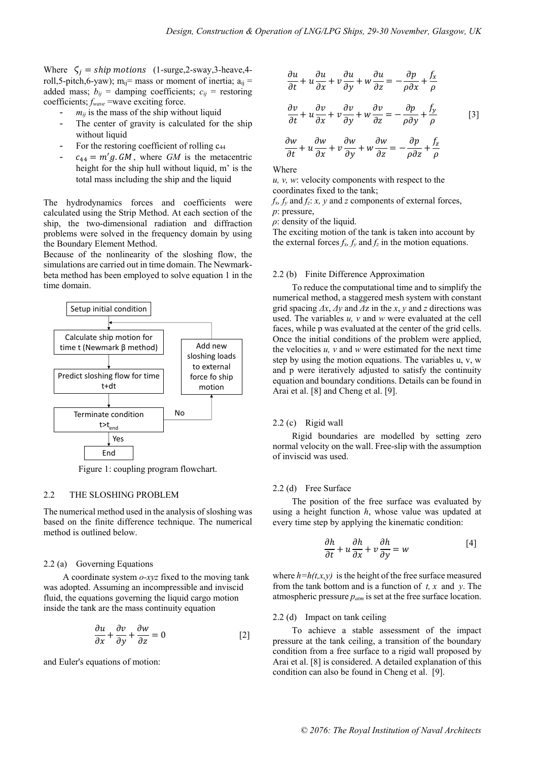Where $\varsigma_j = ship\ motions$ (1-surge,2-sway,3-heave,4-roll,5-pitch,6-yaw); $m_{ij}$= mass or moment of inertia; $a_{ij}$ = added mass; $b_{ij}$ = damping coefficients; $c_{ij}$ = restoring coefficients; $f_{wave}$ =wave exciting force.

- $m_{ij}$ is the mass of the ship without liquid
- The center of gravity is calculated for the ship without liquid
- For the restoring coefficient of rolling $c_{44}$
- $c_{44} = m'g.GM$, where $GM$ is the metacentric height for the ship hull without liquid, m' is the total mass including the ship and the liquid

The hydrodynamics forces and coefficients were calculated using the Strip Method. At each section of the ship, the two-dimensional radiation and diffraction problems were solved in the frequency domain by using the Boundary Element Method.

Because of the nonlinearity of the sloshing flow, the simulations are carried out in time domain. The Newmark-beta method has been employed to solve equation 1 in the time domain.

```
Setup initial condition
        |
        v
Calculate ship motion for          <-----------------+
time t (Newmark β method)                            |
        |                                  Add new sloshing loads
        v                                  to external force fo ship
Predict sloshing flow for time             motion
t+dt                                                 ^
        |                                            |
        v                                            |
Terminate condition t>t_end  ------- No -------------+
        |
       Yes
        v
       End
```

Figure 1: coupling program flowchart.

## 2.2 THE SLOSHING PROBLEM

The numerical method used in the analysis of sloshing was based on the finite difference technique. The numerical method is outlined below.

### 2.2 (a) Governing Equations

A coordinate system *o-xyz* fixed to the moving tank was adopted. Assuming an incompressible and inviscid fluid, the equations governing the liquid cargo motion inside the tank are the mass continuity equation

$$\frac{\partial u}{\partial x} + \frac{\partial v}{\partial y} + \frac{\partial w}{\partial z} = 0 \qquad [2]$$

and Euler's equations of motion:

$$\frac{\partial u}{\partial t} + u\frac{\partial u}{\partial x} + v\frac{\partial u}{\partial y} + w\frac{\partial u}{\partial z} = -\frac{\partial p}{\rho \partial x} + \frac{f_x}{\rho}$$

$$\frac{\partial v}{\partial t} + u\frac{\partial v}{\partial x} + v\frac{\partial v}{\partial y} + w\frac{\partial v}{\partial z} = -\frac{\partial p}{\rho \partial y} + \frac{f_y}{\rho} \qquad [3]$$

$$\frac{\partial w}{\partial t} + u\frac{\partial w}{\partial x} + v\frac{\partial w}{\partial y} + w\frac{\partial w}{\partial z} = -\frac{\partial p}{\rho \partial z} + \frac{f_z}{\rho}$$

Where

*u, v, w*: velocity components with respect to the coordinates fixed to the tank;

$f_x$, $f_y$ and $f_z$: *x, y* and *z* components of external forces,

*p*: pressure,

$\rho$: density of the liquid.

The exciting motion of the tank is taken into account by the external forces $f_x$, $f_y$ and $f_z$ in the motion equations.

### 2.2 (b) Finite Difference Approximation

To reduce the computational time and to simplify the numerical method, a staggered mesh system with constant grid spacing $\Delta x$, $\Delta y$ and $\Delta z$ in the *x*, *y* and *z* directions was used. The variables *u, v* and *w* were evaluated at the cell faces, while p was evaluated at the center of the grid cells. Once the initial conditions of the problem were applied, the velocities *u, v* and *w* were estimated for the next time step by using the motion equations. The variables u, v, w and p were iteratively adjusted to satisfy the continuity equation and boundary conditions. Details can be found in Arai et al. [8] and Cheng et al. [9].

### 2.2 (c) Rigid wall

Rigid boundaries are modelled by setting zero normal velocity on the wall. Free-slip with the assumption of inviscid was used.

### 2.2 (d) Free Surface

The position of the free surface was evaluated by using a height function *h*, whose value was updated at every time step by applying the kinematic condition:

$$\frac{\partial h}{\partial t} + u\frac{\partial h}{\partial x} + v\frac{\partial h}{\partial y} = w \qquad [4]$$

where $h=h(t,x,y)$ is the height of the free surface measured from the tank bottom and is a function of *t, x* and *y*. The atmospheric pressure $p_{atm}$ is set at the free surface location.

### 2.2 (d) Impact on tank ceiling

To achieve a stable assessment of the impact pressure at the tank ceiling, a transition of the boundary condition from a free surface to a rigid wall proposed by Arai et al. [8] is considered. A detailed explanation of this condition can also be found in Cheng et al. [9].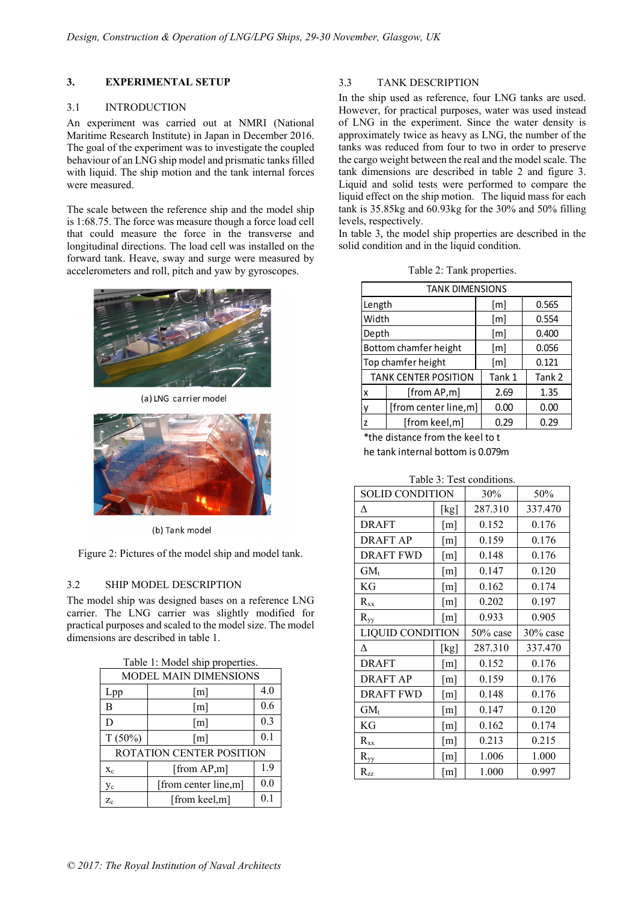## 3. EXPERIMENTAL SETUP

### 3.1 INTRODUCTION

An experiment was carried out at NMRI (National Maritime Research Institute) in Japan in December 2016. The goal of the experiment was to investigate the coupled behaviour of an LNG ship model and prismatic tanks filled with liquid. The ship motion and the tank internal forces were measured.

The scale between the reference ship and the model ship is 1:68.75. The force was measure though a force load cell that could measure the force in the transverse and longitudinal directions. The load cell was installed on the forward tank. Heave, sway and surge were measured by accelerometers and roll, pitch and yaw by gyroscopes.

(a) LNG carrier model

(b) Tank model

Figure 2: Pictures of the model ship and model tank.

### 3.2 SHIP MODEL DESCRIPTION

The model ship was designed bases on a reference LNG carrier. The LNG carrier was slightly modified for practical purposes and scaled to the model size. The model dimensions are described in table 1.

Table 1: Model ship properties.

| MODEL MAIN DIMENSIONS | | |
|---|---|---|
| Lpp | [m] | 4.0 |
| B | [m] | 0.6 |
| D | [m] | 0.3 |
| T (50%) | [m] | 0.1 |
| ROTATION CENTER POSITION | | |
| $x_c$ | [from AP,m] | 1.9 |
| $y_c$ | [from center line,m] | 0.0 |
| $z_c$ | [from keel,m] | 0.1 |

### 3.3 TANK DESCRIPTION

In the ship used as reference, four LNG tanks are used. However, for practical purposes, water was used instead of LNG in the experiment. Since the water density is approximately twice as heavy as LNG, the number of the tanks was reduced from four to two in order to preserve the cargo weight between the real and the model scale. The tank dimensions are described in table 2 and figure 3. Liquid and solid tests were performed to compare the liquid effect on the ship motion. The liquid mass for each tank is 35.85kg and 60.93kg for the 30% and 50% filling levels, respectively.

In table 3, the model ship properties are described in the solid condition and in the liquid condition.

Table 2: Tank properties.

| TANK DIMENSIONS | | | |
|---|---|---|---|
| Length | | [m] | 0.565 |
| Width | | [m] | 0.554 |
| Depth | | [m] | 0.400 |
| Bottom chamfer height | | [m] | 0.056 |
| Top chamfer height | | [m] | 0.121 |
| TANK CENTER POSITION | | Tank 1 | Tank 2 |
| x | [from AP,m] | 2.69 | 1.35 |
| y | [from center line,m] | 0.00 | 0.00 |
| z | [from keel,m] | 0.29 | 0.29 |

*the distance from the keel to t he tank internal bottom is 0.079m

Table 3: Test conditions.

| SOLID CONDITION | | 30% | 50% |
|---|---|---|---|
| Δ | [kg] | 287.310 | 337.470 |
| DRAFT | [m] | 0.152 | 0.176 |
| DRAFT AP | [m] | 0.159 | 0.176 |
| DRAFT FWD | [m] | 0.148 | 0.176 |
| $GM_t$ | [m] | 0.147 | 0.120 |
| KG | [m] | 0.162 | 0.174 |
| $R_{xx}$ | [m] | 0.202 | 0.197 |
| $R_{yy}$ | [m] | 0.933 | 0.905 |
| LIQUID CONDITION | | 50% case | 30% case |
| Δ | [kg] | 287.310 | 337.470 |
| DRAFT | [m] | 0.152 | 0.176 |
| DRAFT AP | [m] | 0.159 | 0.176 |
| DRAFT FWD | [m] | 0.148 | 0.176 |
| $GM_t$ | [m] | 0.147 | 0.120 |
| KG | [m] | 0.162 | 0.174 |
| $R_{xx}$ | [m] | 0.213 | 0.215 |
| $R_{yy}$ | [m] | 1.006 | 1.000 |
| $R_{zz}$ | [m] | 1.000 | 0.997 |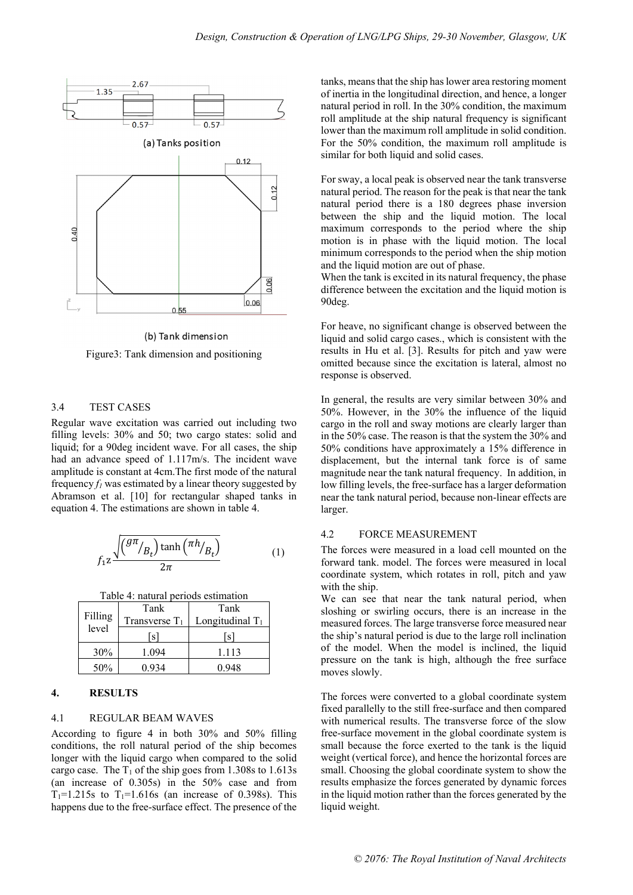(a) Tanks position

(b) Tank dimension

Figure3: Tank dimension and positioning

### 3.4 TEST CASES

Regular wave excitation was carried out including two filling levels: 30% and 50; two cargo states: solid and liquid; for a 90deg incident wave. For all cases, the ship had an advance speed of 1.117m/s. The incident wave amplitude is constant at 4cm.The first mode of the natural frequency $f_1$ was estimated by a linear theory suggested by Abramson et al. [10] for rectangular shaped tanks in equation 4. The estimations are shown in table 4.

$$f_1 \cong \frac{\sqrt{\left(\frac{g\pi}{B_t}\right)\tanh\left(\frac{\pi h}{B_t}\right)}}{2\pi} \tag{1}$$

Table 4: natural periods estimation

| Filling level | Tank Transverse $T_1$ | Tank Longitudinal $T_1$ |
|---|---|---|
| | [s] | [s] |
| 30% | 1.094 | 1.113 |
| 50% | 0.934 | 0.948 |

## 4. RESULTS

### 4.1 REGULAR BEAM WAVES

According to figure 4 in both 30% and 50% filling conditions, the roll natural period of the ship becomes longer with the liquid cargo when compared to the solid cargo case. The $T_1$ of the ship goes from 1.308s to 1.613s (an increase of 0.305s) in the 50% case and from $T_1$=1.215s to $T_1$=1.616s (an increase of 0.398s). This happens due to the free-surface effect. The presence of the tanks, means that the ship has lower area restoring moment of inertia in the longitudinal direction, and hence, a longer natural period in roll. In the 30% condition, the maximum roll amplitude at the ship natural frequency is significant lower than the maximum roll amplitude in solid condition. For the 50% condition, the maximum roll amplitude is similar for both liquid and solid cases.

For sway, a local peak is observed near the tank transverse natural period. The reason for the peak is that near the tank natural period there is a 180 degrees phase inversion between the ship and the liquid motion. The local maximum corresponds to the period where the ship motion is in phase with the liquid motion. The local minimum corresponds to the period when the ship motion and the liquid motion are out of phase.
When the tank is excited in its natural frequency, the phase difference between the excitation and the liquid motion is 90deg.

For heave, no significant change is observed between the liquid and solid cargo cases., which is consistent with the results in Hu et al. [3]. Results for pitch and yaw were omitted because since the excitation is lateral, almost no response is observed.

In general, the results are very similar between 30% and 50%. However, in the 30% the influence of the liquid cargo in the roll and sway motions are clearly larger than in the 50% case. The reason is that the system the 30% and 50% conditions have approximately a 15% difference in displacement, but the internal tank force is of same magnitude near the tank natural frequency. In addition, in low filling levels, the free-surface has a larger deformation near the tank natural period, because non-linear effects are larger.

### 4.2 FORCE MEASUREMENT

The forces were measured in a load cell mounted on the forward tank. model. The forces were measured in local coordinate system, which rotates in roll, pitch and yaw with the ship.
We can see that near the tank natural period, when sloshing or swirling occurs, there is an increase in the measured forces. The large transverse force measured near the ship's natural period is due to the large roll inclination of the model. When the model is inclined, the liquid pressure on the tank is high, although the free surface moves slowly.

The forces were converted to a global coordinate system fixed parallelly to the still free-surface and then compared with numerical results. The transverse force of the slow free-surface movement in the global coordinate system is small because the force exerted to the tank is the liquid weight (vertical force), and hence the horizontal forces are small. Choosing the global coordinate system to show the results emphasize the forces generated by dynamic forces in the liquid motion rather than the forces generated by the liquid weight.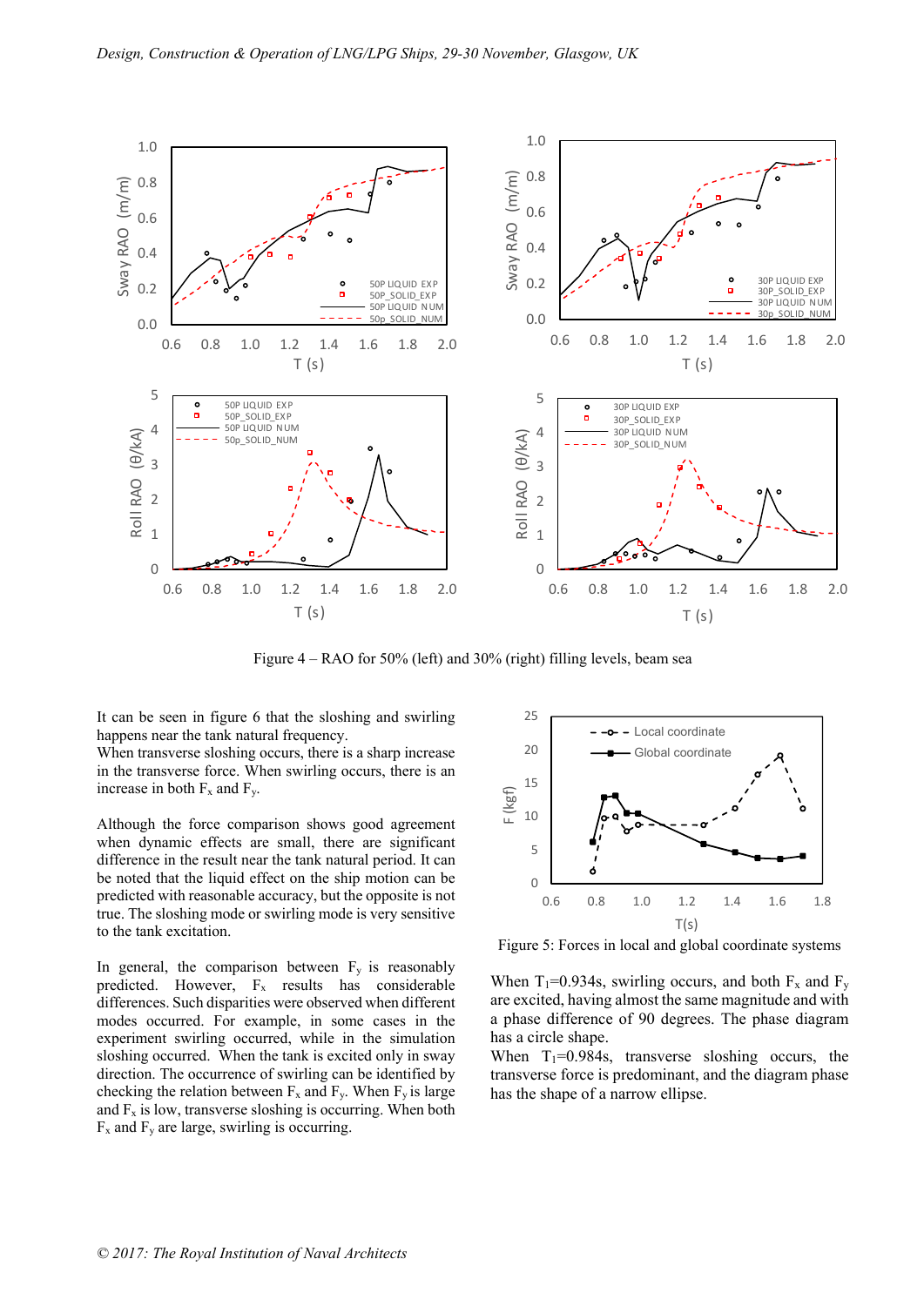Figure 4 – RAO for 50% (left) and 30% (right) filling levels, beam sea

It can be seen in figure 6 that the sloshing and swirling happens near the tank natural frequency.
When transverse sloshing occurs, there is a sharp increase in the transverse force. When swirling occurs, there is an increase in both $F_x$ and $F_y$.

Although the force comparison shows good agreement when dynamic effects are small, there are significant difference in the result near the tank natural period. It can be noted that the liquid effect on the ship motion can be predicted with reasonable accuracy, but the opposite is not true. The sloshing mode or swirling mode is very sensitive to the tank excitation.

In general, the comparison between $F_y$ is reasonably predicted. However, $F_x$ results has considerable differences. Such disparities were observed when different modes occurred. For example, in some cases in the experiment swirling occurred, while in the simulation sloshing occurred. When the tank is excited only in sway direction. The occurrence of swirling can be identified by checking the relation between $F_x$ and $F_y$. When $F_y$ is large and $F_x$ is low, transverse sloshing is occurring. When both $F_x$ and $F_y$ are large, swirling is occurring.

Figure 5: Forces in local and global coordinate systems

When $T_1$=0.934s, swirling occurs, and both $F_x$ and $F_y$ are excited, having almost the same magnitude and with a phase difference of 90 degrees. The phase diagram has a circle shape.
When $T_1$=0.984s, transverse sloshing occurs, the transverse force is predominant, and the diagram phase has the shape of a narrow ellipse.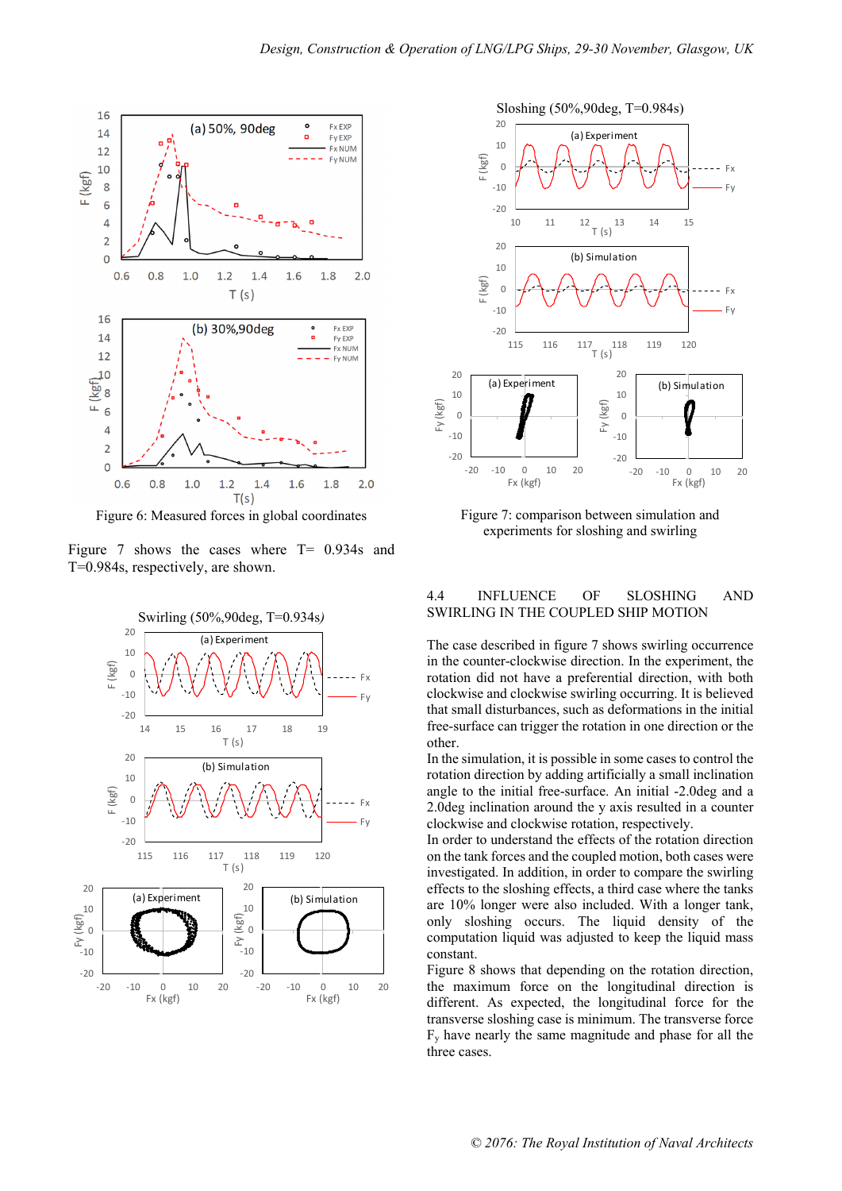Figure 6: Measured forces in global coordinates

Figure 7 shows the cases where T= 0.934s and T=0.984s, respectively, are shown.

Figure 7: comparison between simulation and experiments for sloshing and swirling

### 4.4 INFLUENCE OF SLOSHING AND SWIRLING IN THE COUPLED SHIP MOTION

The case described in figure 7 shows swirling occurrence in the counter-clockwise direction. In the experiment, the rotation did not have a preferential direction, with both clockwise and clockwise swirling occurring. It is believed that small disturbances, such as deformations in the initial free-surface can trigger the rotation in one direction or the other.

In the simulation, it is possible in some cases to control the rotation direction by adding artificially a small inclination angle to the initial free-surface. An initial -2.0deg and a 2.0deg inclination around the y axis resulted in a counter clockwise and clockwise rotation, respectively.

In order to understand the effects of the rotation direction on the tank forces and the coupled motion, both cases were investigated. In addition, in order to compare the swirling effects to the sloshing effects, a third case where the tanks are 10% longer were also included. With a longer tank, only sloshing occurs. The liquid density of the computation liquid was adjusted to keep the liquid mass constant.

Figure 8 shows that depending on the rotation direction, the maximum force on the longitudinal direction is different. As expected, the longitudinal force for the transverse sloshing case is minimum. The transverse force $F_y$ have nearly the same magnitude and phase for all the three cases.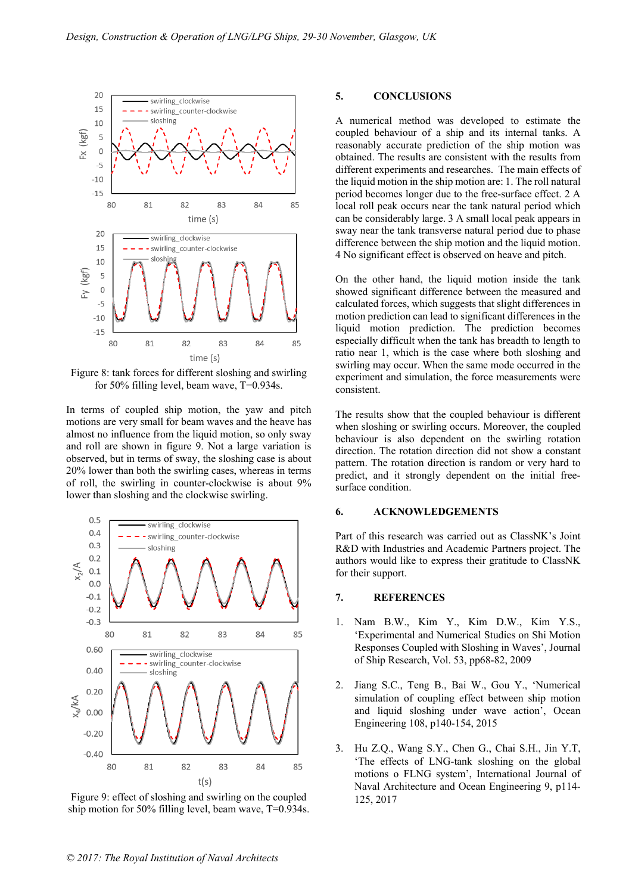Figure 8: tank forces for different sloshing and swirling for 50% filling level, beam wave, T=0.934s.

In terms of coupled ship motion, the yaw and pitch motions are very small for beam waves and the heave has almost no influence from the liquid motion, so only sway and roll are shown in figure 9. Not a large variation is observed, but in terms of sway, the sloshing case is about 20% lower than both the swirling cases, whereas in terms of roll, the swirling in counter-clockwise is about 9% lower than sloshing and the clockwise swirling.

Figure 9: effect of sloshing and swirling on the coupled ship motion for 50% filling level, beam wave, T=0.934s.

## 5. CONCLUSIONS

A numerical method was developed to estimate the coupled behaviour of a ship and its internal tanks. A reasonably accurate prediction of the ship motion was obtained. The results are consistent with the results from different experiments and researches. The main effects of the liquid motion in the ship motion are: 1. The roll natural period becomes longer due to the free-surface effect. 2 A local roll peak occurs near the tank natural period which can be considerably large. 3 A small local peak appears in sway near the tank transverse natural period due to phase difference between the ship motion and the liquid motion. 4 No significant effect is observed on heave and pitch.

On the other hand, the liquid motion inside the tank showed significant difference between the measured and calculated forces, which suggests that slight differences in motion prediction can lead to significant differences in the liquid motion prediction. The prediction becomes especially difficult when the tank has breadth to length to ratio near 1, which is the case where both sloshing and swirling may occur. When the same mode occurred in the experiment and simulation, the force measurements were consistent.

The results show that the coupled behaviour is different when sloshing or swirling occurs. Moreover, the coupled behaviour is also dependent on the swirling rotation direction. The rotation direction did not show a constant pattern. The rotation direction is random or very hard to predict, and it strongly dependent on the initial free-surface condition.

## 6. ACKNOWLEDGEMENTS

Part of this research was carried out as ClassNK's Joint R&D with Industries and Academic Partners project. The authors would like to express their gratitude to ClassNK for their support.

## 7. REFERENCES

1. Nam B.W., Kim Y., Kim D.W., Kim Y.S., 'Experimental and Numerical Studies on Shi Motion Responses Coupled with Sloshing in Waves', Journal of Ship Research, Vol. 53, pp68-82, 2009

2. Jiang S.C., Teng B., Bai W., Gou Y., 'Numerical simulation of coupling effect between ship motion and liquid sloshing under wave action', Ocean Engineering 108, p140-154, 2015

3. Hu Z.Q., Wang S.Y., Chen G., Chai S.H., Jin Y.T, 'The effects of LNG-tank sloshing on the global motions o FLNG system', International Journal of Naval Architecture and Ocean Engineering 9, p114-125, 2017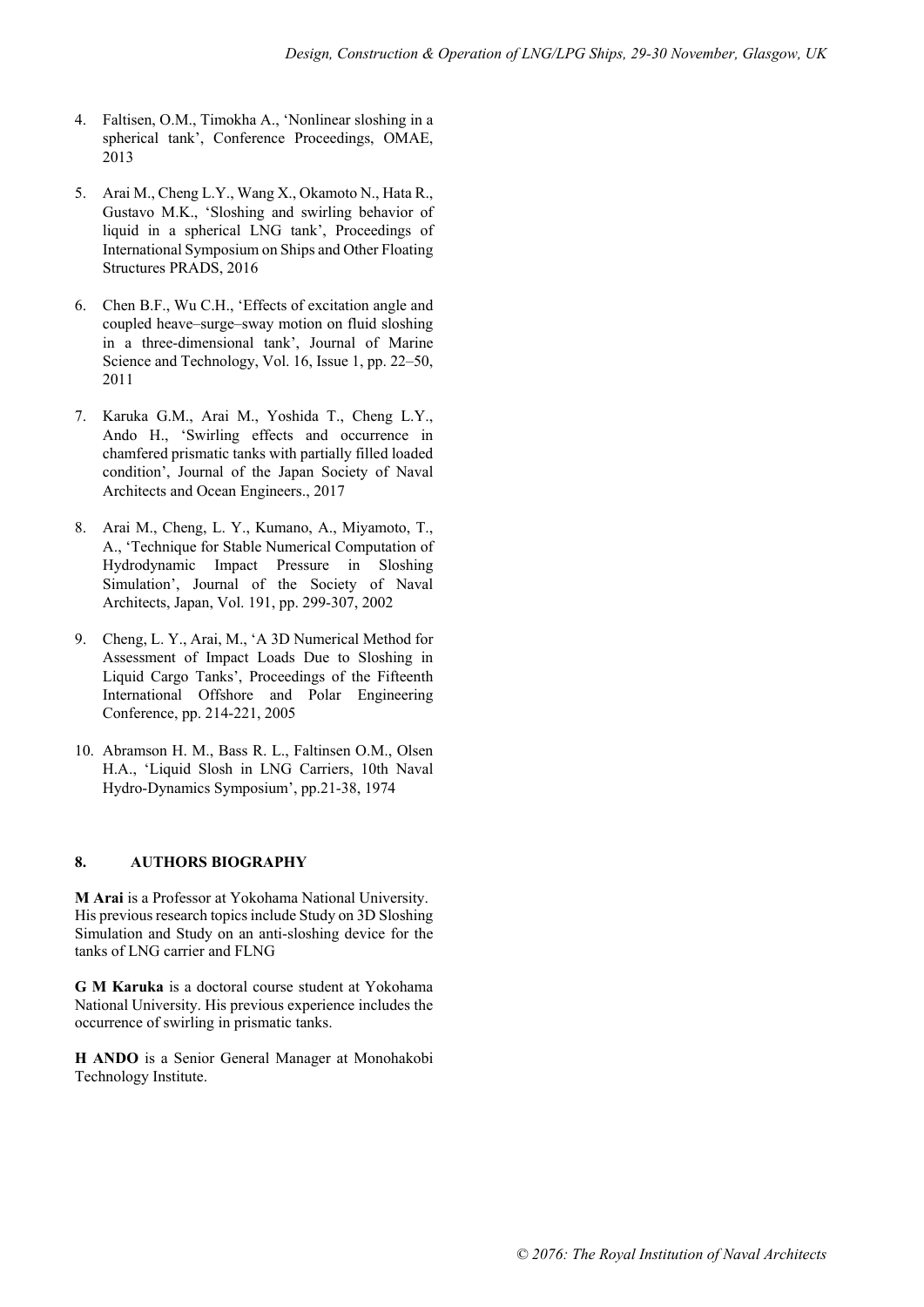4. Faltisen, O.M., Timokha A., 'Nonlinear sloshing in a spherical tank', Conference Proceedings, OMAE, 2013

5. Arai M., Cheng L.Y., Wang X., Okamoto N., Hata R., Gustavo M.K., 'Sloshing and swirling behavior of liquid in a spherical LNG tank', Proceedings of International Symposium on Ships and Other Floating Structures PRADS, 2016

6. Chen B.F., Wu C.H., 'Effects of excitation angle and coupled heave–surge–sway motion on fluid sloshing in a three-dimensional tank', Journal of Marine Science and Technology, Vol. 16, Issue 1, pp. 22–50, 2011

7. Karuka G.M., Arai M., Yoshida T., Cheng L.Y., Ando H., 'Swirling effects and occurrence in chamfered prismatic tanks with partially filled loaded condition', Journal of the Japan Society of Naval Architects and Ocean Engineers., 2017

8. Arai M., Cheng, L. Y., Kumano, A., Miyamoto, T., A., 'Technique for Stable Numerical Computation of Hydrodynamic Impact Pressure in Sloshing Simulation', Journal of the Society of Naval Architects, Japan, Vol. 191, pp. 299-307, 2002

9. Cheng, L. Y., Arai, M., 'A 3D Numerical Method for Assessment of Impact Loads Due to Sloshing in Liquid Cargo Tanks', Proceedings of the Fifteenth International Offshore and Polar Engineering Conference, pp. 214-221, 2005

10. Abramson H. M., Bass R. L., Faltinsen O.M., Olsen H.A., 'Liquid Slosh in LNG Carriers, 10th Naval Hydro-Dynamics Symposium', pp.21-38, 1974

## 8. AUTHORS BIOGRAPHY

**M Arai** is a Professor at Yokohama National University. His previous research topics include Study on 3D Sloshing Simulation and Study on an anti-sloshing device for the tanks of LNG carrier and FLNG

**G M Karuka** is a doctoral course student at Yokohama National University. His previous experience includes the occurrence of swirling in prismatic tanks.

**H ANDO** is a Senior General Manager at Monohakobi Technology Institute.